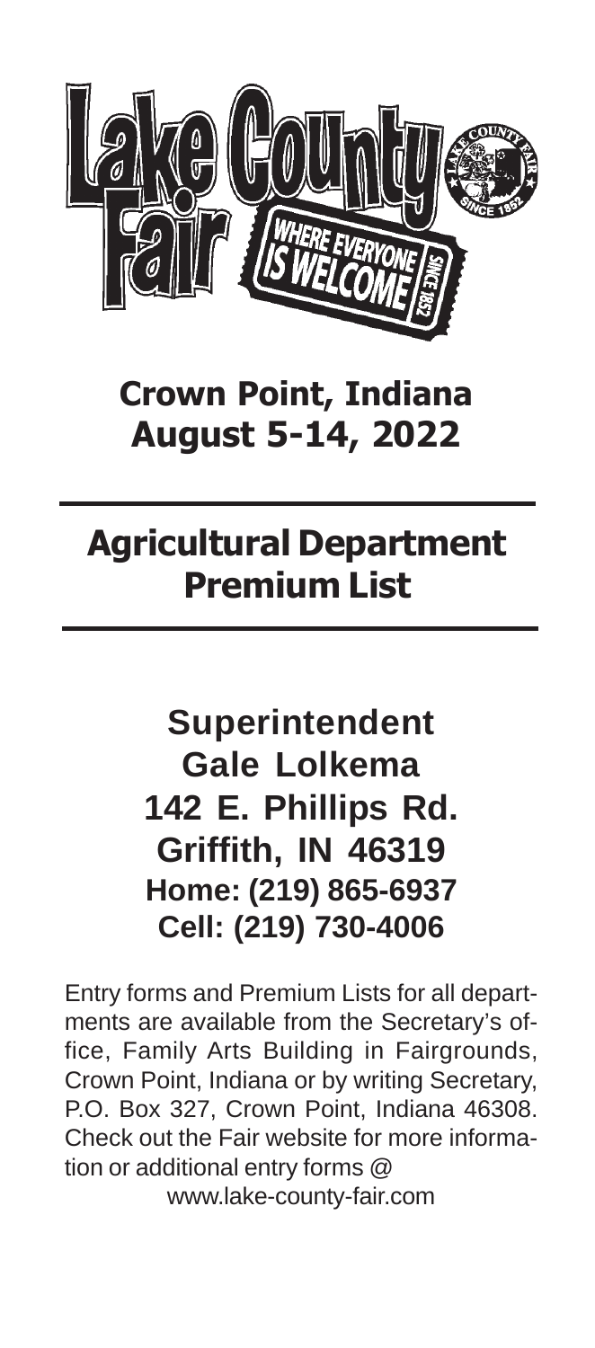# Lake County Fair

WHERE EVERYONE IS WELCOME

SINCE 1852

## Crown Point, Indiana
## August 5-14, 2022

# Agricultural Department Premium List

**Superintendent**
**Gale Lolkema**
**142 E. Phillips Rd.**
**Griffith, IN 46319**
**Home: (219) 865-6937**
**Cell: (219) 730-4006**

Entry forms and Premium Lists for all departments are available from the Secretary's office, Family Arts Building in Fairgrounds, Crown Point, Indiana or by writing Secretary, P.O. Box 327, Crown Point, Indiana 46308. Check out the Fair website for more information or additional entry forms @ www.lake-county-fair.com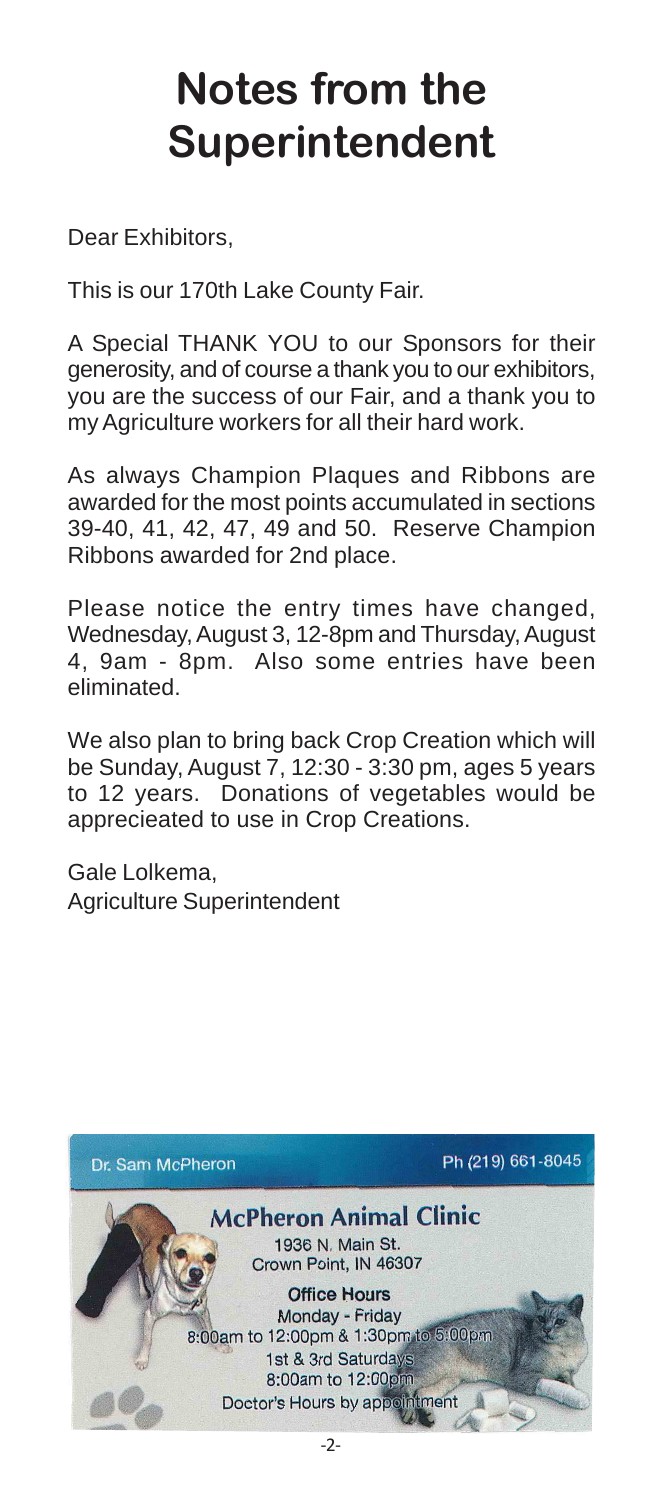# Notes from the Superintendent

Dear Exhibitors,

This is our 170th Lake County Fair.

A Special THANK YOU to our Sponsors for their generosity, and of course a thank you to our exhibitors, you are the success of our Fair, and a thank you to my Agriculture workers for all their hard work.

As always Champion Plaques and Ribbons are awarded for the most points accumulated in sections 39-40, 41, 42, 47, 49 and 50. Reserve Champion Ribbons awarded for 2nd place.

Please notice the entry times have changed, Wednesday, August 3, 12-8pm and Thursday, August 4, 9am - 8pm. Also some entries have been eliminated.

We also plan to bring back Crop Creation which will be Sunday, August 7, 12:30 - 3:30 pm, ages 5 years to 12 years. Donations of vegetables would be apprecieated to use in Crop Creations.

Gale Lolkema,
Agriculture Superintendent

Dr. Sam McPheron

Ph (219) 661-8045

**McPheron Animal Clinic**

1936 N. Main St.
Crown Point, IN 46307

**Office Hours**
Monday - Friday
8:00am to 12:00pm & 1:30pm to 5:00pm
1st & 3rd Saturdays
8:00am to 12:00pm
Doctor's Hours by appointment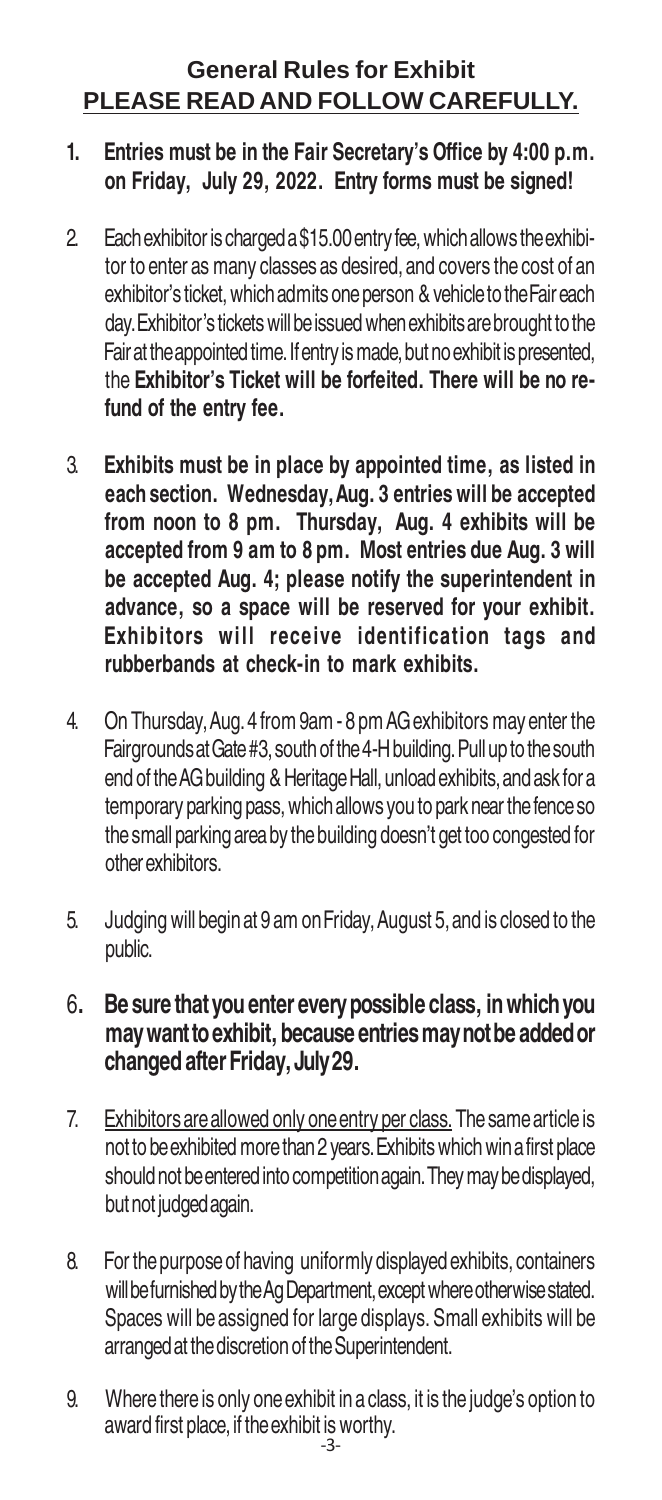## General Rules for Exhibit

## PLEASE READ AND FOLLOW CAREFULLY.

1. **Entries must be in the Fair Secretary's Office by 4:00 p.m. on Friday, July 29, 2022. Entry forms must be signed!**

2. Each exhibitor is charged a $15.00 entry fee, which allows the exhibitor to enter as many classes as desired, and covers the cost of an exhibitor's ticket, which admits one person & vehicle to the Fair each day. Exhibitor's tickets will be issued when exhibits are brought to the Fair at the appointed time. If entry is made, but no exhibit is presented, the **Exhibitor's Ticket will be forfeited. There will be no refund of the entry fee.**

3. **Exhibits must be in place by appointed time, as listed in each section. Wednesday, Aug. 3 entries will be accepted from noon to 8 pm. Thursday, Aug. 4 exhibits will be accepted from 9 am to 8 pm. Most entries due Aug. 3 will be accepted Aug. 4; please notify the superintendent in advance, so a space will be reserved for your exhibit. Exhibitors will receive identification tags and rubberbands at check-in to mark exhibits.**

4. On Thursday, Aug. 4 from 9am - 8 pm AG exhibitors may enter the Fairgrounds at Gate #3, south of the 4-H building. Pull up to the south end of the AG building & Heritage Hall, unload exhibits, and ask for a temporary parking pass, which allows you to park near the fence so the small parking area by the building doesn't get too congested for other exhibitors.

5. Judging will begin at 9 am on Friday, August 5, and is closed to the public.

6. **Be sure that you enter every possible class, in which you may want to exhibit, because entries may not be added or changed after Friday, July 29.**

7. <u>Exhibitors are allowed only one entry per class.</u> The same article is not to be exhibited more than 2 years. Exhibits which win a first place should not be entered into competition again. They may be displayed, but not judged again.

8. For the purpose of having uniformly displayed exhibits, containers will be furnished by the Ag Department, except where otherwise stated. Spaces will be assigned for large displays. Small exhibits will be arranged at the discretion of the Superintendent.

9. Where there is only one exhibit in a class, it is the judge's option to award first place, if the exhibit is worthy.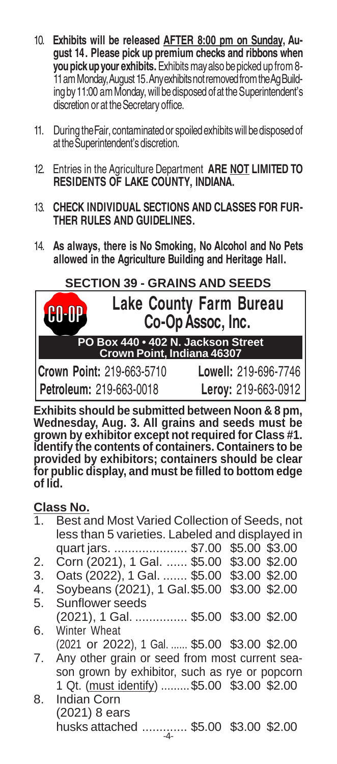10. **Exhibits will be released AFTER 8:00 pm on Sunday, August 14. Please pick up premium checks and ribbons when you pick up your exhibits.** Exhibits may also be picked up from 8-11 am Monday, August 15. Any exhibits not removed from the Ag Building by 11:00 am Monday, will be disposed of at the Superintendent's discretion or at the Secretary office.

11. During the Fair, contaminated or spoiled exhibits will be disposed of at the Superintendent's discretion.

12. Entries in the Agriculture Department **ARE NOT LIMITED TO RESIDENTS OF LAKE COUNTY, INDIANA.**

13. **CHECK INDIVIDUAL SECTIONS AND CLASSES FOR FURTHER RULES AND GUIDELINES.**

14. **As always, there is No Smoking, No Alcohol and No Pets allowed in the Agriculture Building and Heritage Hall.**

## SECTION 39 - GRAINS AND SEEDS

CO-OP **Lake County Farm Bureau Co-Op Assoc, Inc.**

**PO Box 440 • 402 N. Jackson Street**
**Crown Point, Indiana 46307**

**Crown Point:** 219-663-5710 **Lowell:** 219-696-7746
**Petroleum:** 219-663-0018 **Leroy:** 219-663-0912

**Exhibits should be submitted between Noon & 8 pm, Wednesday, Aug. 3. All grains and seeds must be grown by exhibitor except not required for Class #1. Identify the contents of containers. Containers to be provided by exhibitors; containers should be clear for public display, and must be filled to bottom edge of lid.**

**Class No.**

1. Best and Most Varied Collection of Seeds, not less than 5 varieties. Labeled and displayed in quart jars. ..................... $7.00 $5.00 $3.00
2. Corn (2021), 1 Gal. ...... $5.00 $3.00 $2.00
3. Oats (2022), 1 Gal. ....... $5.00 $3.00 $2.00
4. Soybeans (2021), 1 Gal. $5.00 $3.00 $2.00
5. Sunflower seeds (2021), 1 Gal. ............... $5.00 $3.00 $2.00
6. Winter Wheat (2021 or 2022), 1 Gal. ...... $5.00 $3.00 $2.00
7. Any other grain or seed from most current season grown by exhibitor, such as rye or popcorn 1 Qt. (must identify) ......... $5.00 $3.00 $2.00
8. Indian Corn (2021) 8 ears husks attached ............. $5.00 $3.00 $2.00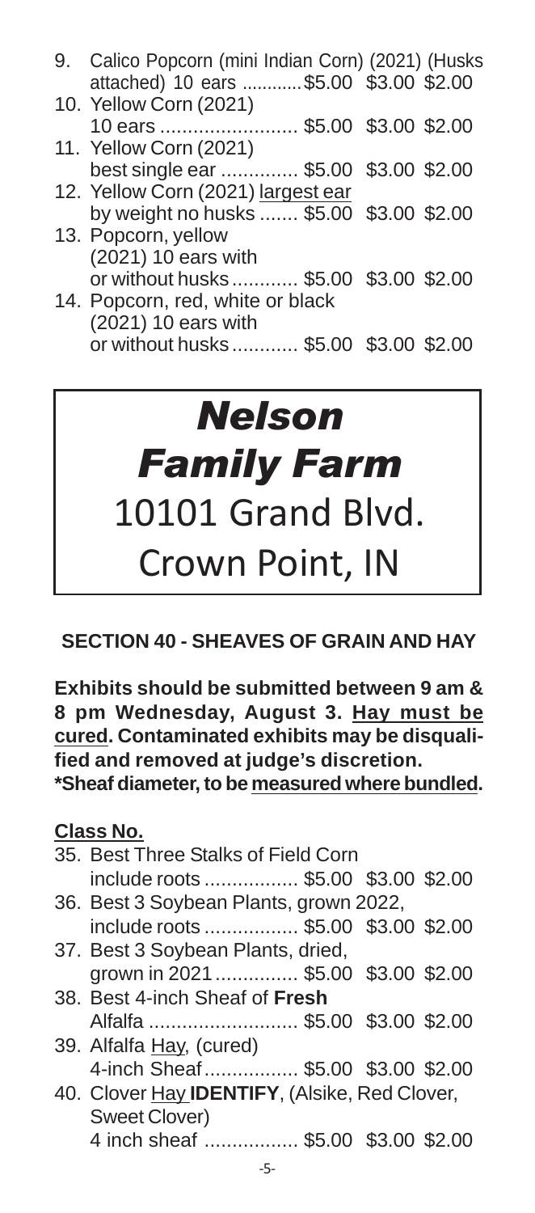9. Calico Popcorn (mini Indian Corn) (2021) (Husks attached) 10 ears ............$5.00 $3.00 $2.00
10. Yellow Corn (2021)
    10 ears ......................... $5.00 $3.00 $2.00
11. Yellow Corn (2021)
    best single ear .............. $5.00 $3.00 $2.00
12. Yellow Corn (2021) largest ear
    by weight no husks ....... $5.00 $3.00 $2.00
13. Popcorn, yellow
    (2021) 10 ears with
    or without husks............ $5.00 $3.00 $2.00
14. Popcorn, red, white or black
    (2021) 10 ears with
    or without husks............ $5.00 $3.00 $2.00

***Nelson Family Farm***

10101 Grand Blvd.

Crown Point, IN

## SECTION 40 - SHEAVES OF GRAIN AND HAY

**Exhibits should be submitted between 9 am & 8 pm Wednesday, August 3. Hay must be cured. Contaminated exhibits may be disqualified and removed at judge's discretion.**
**\*Sheaf diameter, to be measured where bundled.**

**Class No.**

35. Best Three Stalks of Field Corn
    include roots ................. $5.00 $3.00 $2.00
36. Best 3 Soybean Plants, grown 2022,
    include roots ................. $5.00 $3.00 $2.00
37. Best 3 Soybean Plants, dried,
    grown in 2021 ............... $5.00 $3.00 $2.00
38. Best 4-inch Sheaf of **Fresh**
    Alfalfa ........................... $5.00 $3.00 $2.00
39. Alfalfa Hay, (cured)
    4-inch Sheaf................. $5.00 $3.00 $2.00
40. Clover Hay **IDENTIFY**, (Alsike, Red Clover, Sweet Clover)
    4 inch sheaf ................. $5.00 $3.00 $2.00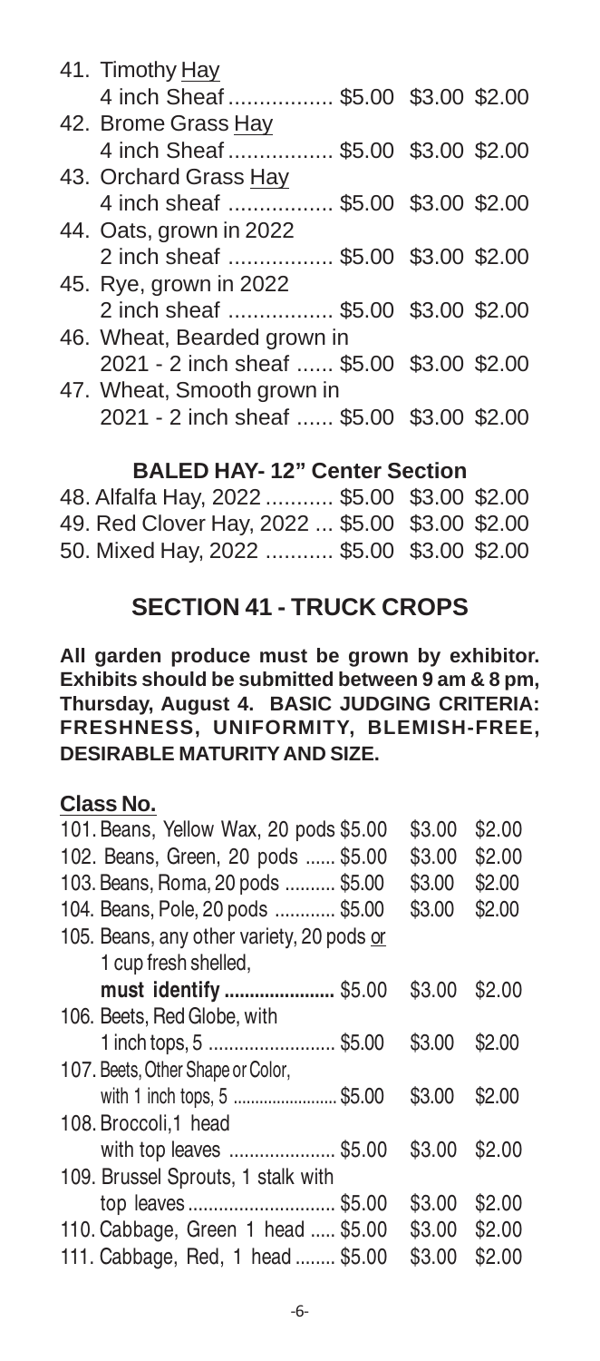41. Timothy <u>Hay</u>
    4 inch Sheaf ................. $5.00 $3.00 $2.00
42. Brome Grass <u>Hay</u>
    4 inch Sheaf ................. $5.00 $3.00 $2.00
43. Orchard Grass <u>Hay</u>
    4 inch sheaf ................. $5.00 $3.00 $2.00
44. Oats, grown in 2022
    2 inch sheaf ................. $5.00 $3.00 $2.00
45. Rye, grown in 2022
    2 inch sheaf ................. $5.00 $3.00 $2.00
46. Wheat, Bearded grown in
    2021 - 2 inch sheaf ...... $5.00 $3.00 $2.00
47. Wheat, Smooth grown in
    2021 - 2 inch sheaf ...... $5.00 $3.00 $2.00

### BALED HAY- 12" Center Section

48. Alfalfa Hay, 2022 ........... $5.00 $3.00 $2.00
49. Red Clover Hay, 2022 ... $5.00 $3.00 $2.00
50. Mixed Hay, 2022 ........... $5.00 $3.00 $2.00

## SECTION 41 - TRUCK CROPS

**All garden produce must be grown by exhibitor. Exhibits should be submitted between 9 am & 8 pm, Thursday, August 4. BASIC JUDGING CRITERIA: FRESHNESS, UNIFORMITY, BLEMISH-FREE, DESIRABLE MATURITY AND SIZE.**

**<u>Class No.</u>**

101. Beans, Yellow Wax, 20 pods $5.00 $3.00 $2.00
102. Beans, Green, 20 pods ...... $5.00 $3.00 $2.00
103. Beans, Roma, 20 pods .......... $5.00 $3.00 $2.00
104. Beans, Pole, 20 pods ............ $5.00 $3.00 $2.00
105. Beans, any other variety, 20 pods <u>or</u> 1 cup fresh shelled, **must identify** ...................... $5.00 $3.00 $2.00
106. Beets, Red Globe, with 1 inch tops, 5 ......................... $5.00 $3.00 $2.00
107. Beets, Other Shape or Color, with 1 inch tops, 5 ........................ $5.00 $3.00 $2.00
108. Broccoli, 1 head with top leaves ..................... $5.00 $3.00 $2.00
109. Brussel Sprouts, 1 stalk with top leaves ............................ $5.00 $3.00 $2.00
110. Cabbage, Green 1 head ..... $5.00 $3.00 $2.00
111. Cabbage, Red, 1 head ........ $5.00 $3.00 $2.00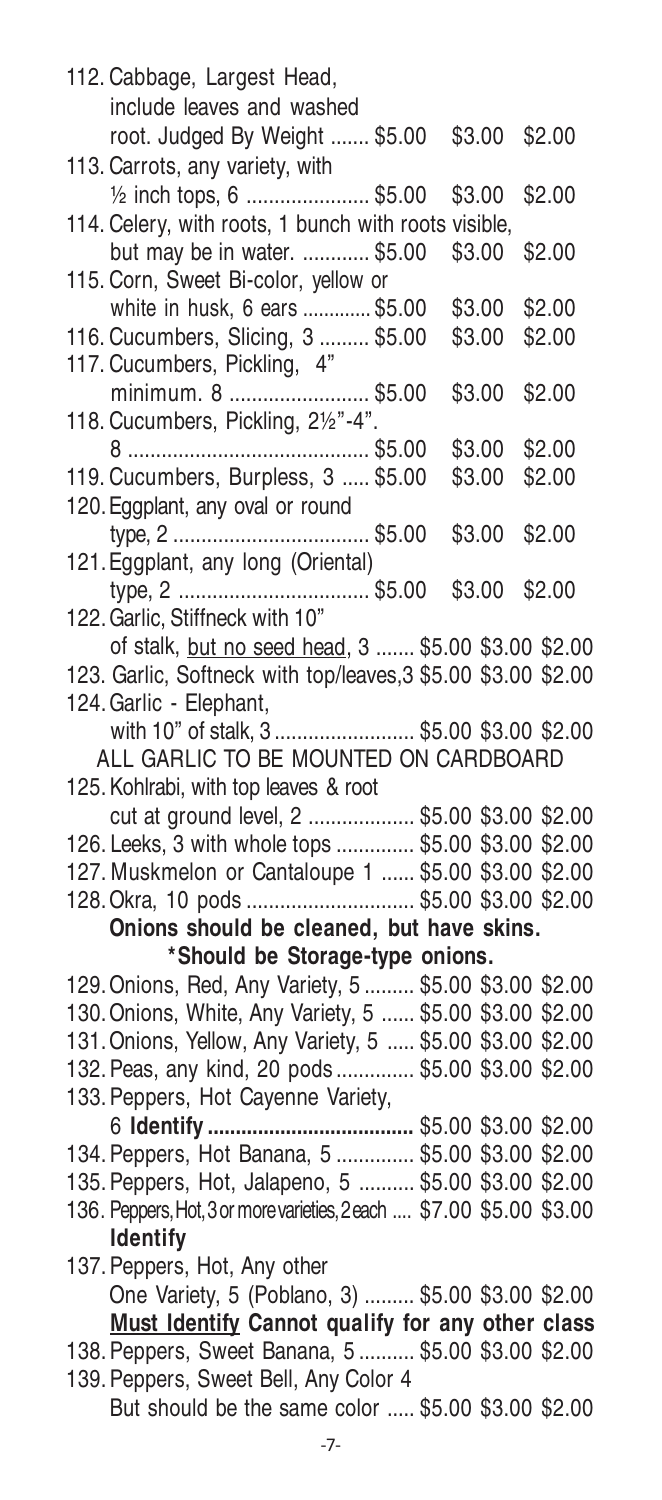112. Cabbage, Largest Head, include leaves and washed root. Judged By Weight ....... $5.00 $3.00 $2.00

113. Carrots, any variety, with ½ inch tops, 6 ...................... $5.00 $3.00 $2.00

114. Celery, with roots, 1 bunch with roots visible, but may be in water. ............ $5.00 $3.00 $2.00

115. Corn, Sweet Bi-color, yellow or white in husk, 6 ears ............ $5.00 $3.00 $2.00

116. Cucumbers, Slicing, 3 ......... $5.00 $3.00 $2.00

117. Cucumbers, Pickling, 4" minimum. 8 ......................... $5.00 $3.00 $2.00

118. Cucumbers, Pickling, 2½"-4". 8 ........................................... $5.00 $3.00 $2.00

119. Cucumbers, Burpless, 3 ..... $5.00 $3.00 $2.00

120. Eggplant, any oval or round type, 2 ................................... $5.00 $3.00 $2.00

121. Eggplant, any long (Oriental) type, 2 .................................. $5.00 $3.00 $2.00

122. Garlic, Stiffneck with 10" of stalk, <u>but no seed head</u>, 3 ....... $5.00 $3.00 $2.00

123. Garlic, Softneck with top/leaves,3 $5.00 $3.00 $2.00

124. Garlic - Elephant, with 10" of stalk, 3 ......................... $5.00 $3.00 $2.00

ALL GARLIC TO BE MOUNTED ON CARDBOARD

125. Kohlrabi, with top leaves & root cut at ground level, 2 ................... $5.00 $3.00 $2.00

126. Leeks, 3 with whole tops .............. $5.00 $3.00 $2.00

127. Muskmelon or Cantaloupe 1 ...... $5.00 $3.00 $2.00

128. Okra, 10 pods .............................. $5.00 $3.00 $2.00

**Onions should be cleaned, but have skins.**
**\*Should be Storage-type onions.**

129. Onions, Red, Any Variety, 5 ......... $5.00 $3.00 $2.00

130. Onions, White, Any Variety, 5 ...... $5.00 $3.00 $2.00

131. Onions, Yellow, Any Variety, 5 ..... $5.00 $3.00 $2.00

132. Peas, any kind, 20 pods .............. $5.00 $3.00 $2.00

133. Peppers, Hot Cayenne Variety, 6 **Identify .....................................** $5.00 $3.00 $2.00

134. Peppers, Hot Banana, 5 .............. $5.00 $3.00 $2.00

135. Peppers, Hot, Jalapeno, 5 .......... $5.00 $3.00 $2.00

136. Peppers, Hot, 3 or more varieties, 2 each .... $7.00 $5.00 $3.00 **Identify**

137. Peppers, Hot, Any other One Variety, 5 (Poblano, 3) ......... $5.00 $3.00 $2.00
**<u>Must Identify</u> Cannot qualify for any other class**

138. Peppers, Sweet Banana, 5 .......... $5.00 $3.00 $2.00

139. Peppers, Sweet Bell, Any Color 4 But should be the same color ..... $5.00 $3.00 $2.00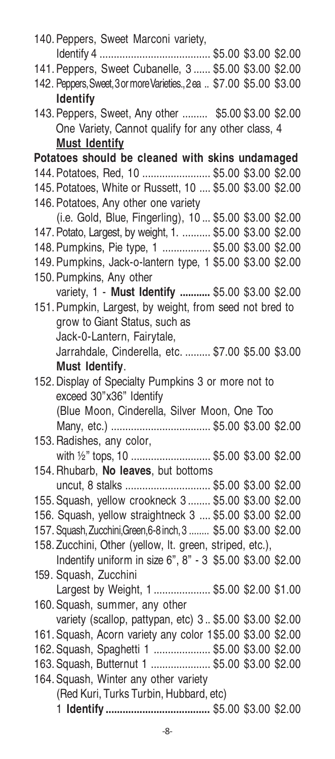140. Peppers, Sweet Marconi variety,
Identify 4 ...................................... $5.00 $3.00 $2.00

141. Peppers, Sweet Cubanelle, 3 ...... $5.00 $3.00 $2.00

142. Peppers, Sweet, 3 or more Varieties., 2 ea .. $7.00 $5.00 $3.00
**Identify**

143. Peppers, Sweet, Any other ......... $5.00 $3.00 $2.00
One Variety, Cannot qualify for any other class, 4
**Must Identify**

**Potatoes should be cleaned with skins undamaged**

144. Potatoes, Red, 10 ........................ $5.00 $3.00 $2.00

145. Potatoes, White or Russett, 10 .... $5.00 $3.00 $2.00

146. Potatoes, Any other one variety
(i.e. Gold, Blue, Fingerling), 10 ... $5.00 $3.00 $2.00

147. Potato, Largest, by weight, 1. .......... $5.00 $3.00 $2.00

148. Pumpkins, Pie type, 1 ................. $5.00 $3.00 $2.00

149. Pumpkins, Jack-o-lantern type, 1 $5.00 $3.00 $2.00

150. Pumpkins, Any other
variety, 1 - **Must Identify ...........** $5.00 $3.00 $2.00

151. Pumpkin, Largest, by weight, from seed not bred to
grow to Giant Status, such as
Jack-0-Lantern, Fairytale,
Jarrahdale, Cinderella, etc. ......... $7.00 $5.00 $3.00
**Must Identify**.

152. Display of Specialty Pumpkins 3 or more not to
exceed 30"x36" Identify
(Blue Moon, Cinderella, Silver Moon, One Too
Many, etc.) ................................... $5.00 $3.00 $2.00

153. Radishes, any color,
with ½" tops, 10 ............................ $5.00 $3.00 $2.00

154. Rhubarb, **No leaves**, but bottoms
uncut, 8 stalks .............................. $5.00 $3.00 $2.00

155. Squash, yellow crookneck 3 ........ $5.00 $3.00 $2.00

156. Squash, yellow straightneck 3 .... $5.00 $3.00 $2.00

157. Squash, Zucchini, Green, 6-8 inch, 3 ........ $5.00 $3.00 $2.00

158. Zucchini, Other (yellow, lt. green, striped, etc.),
Indentify uniform in size 6", 8" - 3 $5.00 $3.00 $2.00

159. Squash, Zucchini
Largest by Weight, 1 .................... $5.00 $2.00 $1.00

160. Squash, summer, any other
variety (scallop, pattypan, etc) 3 .. $5.00 $3.00 $2.00

161. Squash, Acorn variety any color 1$5.00 $3.00 $2.00

162. Squash, Spaghetti 1 .................... $5.00 $3.00 $2.00

163. Squash, Butternut 1 ..................... $5.00 $3.00 $2.00

164. Squash, Winter any other variety
(Red Kuri, Turks Turbin, Hubbard, etc)
1 **Identify ....................................** $5.00 $3.00 $2.00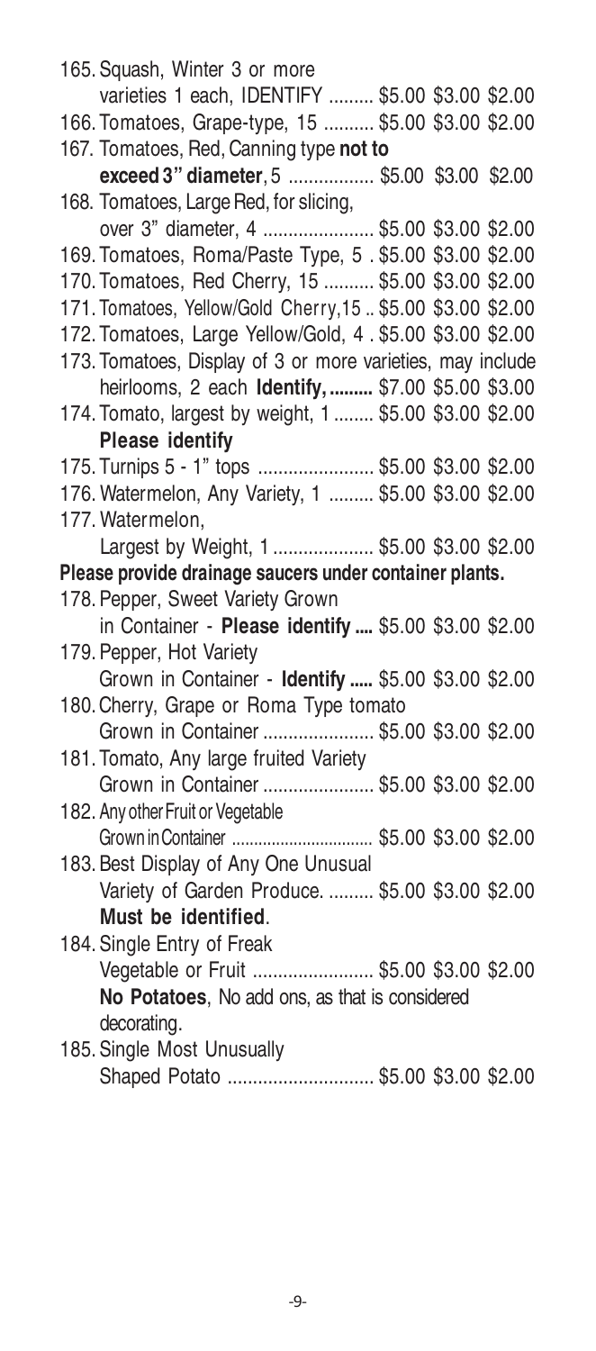165. Squash, Winter 3 or more varieties 1 each, IDENTIFY ......... $5.00 $3.00 $2.00

166. Tomatoes, Grape-type, 15 .......... $5.00 $3.00 $2.00

167. Tomatoes, Red, Canning type **not to exceed 3" diameter**, 5 ................. $5.00 $3.00 $2.00

168. Tomatoes, Large Red, for slicing, over 3" diameter, 4 ...................... $5.00 $3.00 $2.00

169. Tomatoes, Roma/Paste Type, 5 . $5.00 $3.00 $2.00

170. Tomatoes, Red Cherry, 15 .......... $5.00 $3.00 $2.00

171. Tomatoes, Yellow/Gold Cherry,15 .. $5.00 $3.00 $2.00

172. Tomatoes, Large Yellow/Gold, 4 . $5.00 $3.00 $2.00

173. Tomatoes, Display of 3 or more varieties, may include heirlooms, 2 each **Identify, .........** $7.00 $5.00 $3.00

174. Tomato, largest by weight, 1 ........ $5.00 $3.00 $2.00
**Please identify**

175. Turnips 5 - 1" tops ....................... $5.00 $3.00 $2.00

176. Watermelon, Any Variety, 1 ......... $5.00 $3.00 $2.00

177. Watermelon, Largest by Weight, 1 .................... $5.00 $3.00 $2.00

**Please provide drainage saucers under container plants.**

178. Pepper, Sweet Variety Grown in Container - **Please identify ....** $5.00 $3.00 $2.00

179. Pepper, Hot Variety Grown in Container - **Identify .....** $5.00 $3.00 $2.00

180. Cherry, Grape or Roma Type tomato Grown in Container ...................... $5.00 $3.00 $2.00

181. Tomato, Any large fruited Variety Grown in Container ...................... $5.00 $3.00 $2.00

182. Any other Fruit or Vegetable Grown in Container ................................ $5.00 $3.00 $2.00

183. Best Display of Any One Unusual Variety of Garden Produce. ......... $5.00 $3.00 $2.00
**Must be identified**.

184. Single Entry of Freak Vegetable or Fruit ........................ $5.00 $3.00 $2.00
**No Potatoes**, No add ons, as that is considered decorating.

185. Single Most Unusually Shaped Potato ............................ $5.00 $3.00 $2.00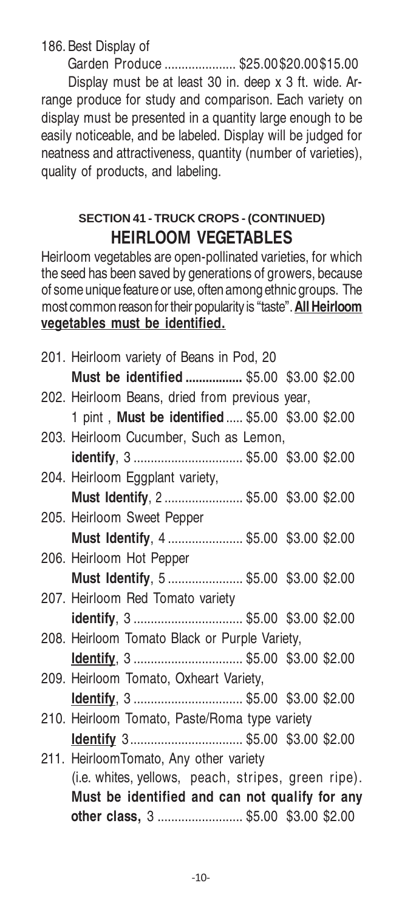186. Best Display of
Garden Produce ..................... $25.00 $20.00 $15.00

Display must be at least 30 in. deep x 3 ft. wide. Arrange produce for study and comparison. Each variety on display must be presented in a quantity large enough to be easily noticeable, and be labeled. Display will be judged for neatness and attractiveness, quantity (number of varieties), quality of products, and labeling.

**SECTION 41 - TRUCK CROPS - (CONTINUED)**

## HEIRLOOM VEGETABLES

Heirloom vegetables are open-pollinated varieties, for which the seed has been saved by generations of growers, because of some unique feature or use, often among ethnic groups. The most common reason for their popularity is "taste". **All Heirloom vegetables must be identified.**

201. Heirloom variety of Beans in Pod, 20
**Must be identified .................** $5.00 $3.00 $2.00
202. Heirloom Beans, dried from previous year,
1 pint , **Must be identified** ..... $5.00 $3.00 $2.00
203. Heirloom Cucumber, Such as Lemon,
**identify**, 3 ................................ $5.00 $3.00 $2.00
204. Heirloom Eggplant variety,
**Must Identify**, 2 ....................... $5.00 $3.00 $2.00
205. Heirloom Sweet Pepper
**Must Identify**, 4 ...................... $5.00 $3.00 $2.00
206. Heirloom Hot Pepper
**Must Identify**, 5 ...................... $5.00 $3.00 $2.00
207. Heirloom Red Tomato variety
**identify**, 3 ................................ $5.00 $3.00 $2.00
208. Heirloom Tomato Black or Purple Variety,
**Identify**, 3 ................................ $5.00 $3.00 $2.00
209. Heirloom Tomato, Oxheart Variety,
**Identify**, 3 ................................ $5.00 $3.00 $2.00
210. Heirloom Tomato, Paste/Roma type variety
**Identify** 3................................. $5.00 $3.00 $2.00
211. HeirloomTomato, Any other variety
(i.e. whites, yellows, peach, stripes, green ripe).
**Must be identified and can not qualify for any other class,** 3 ......................... $5.00 $3.00 $2.00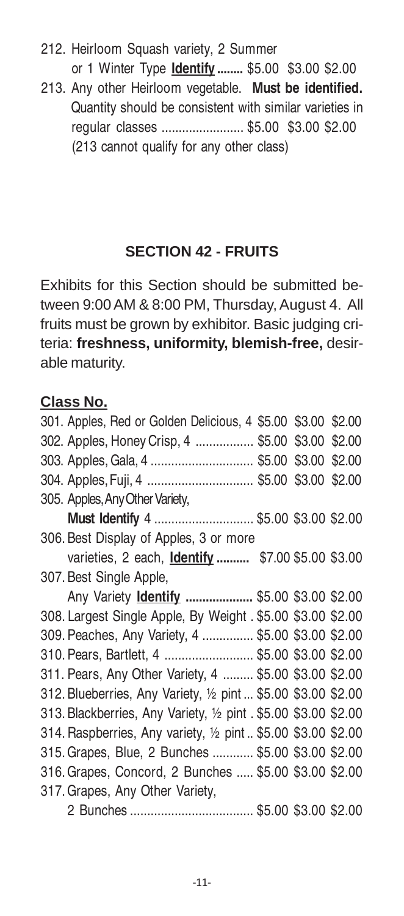212. Heirloom Squash variety, 2 Summer or 1 Winter Type **Identify** ........ $5.00 $3.00 $2.00

213. Any other Heirloom vegetable. **Must be identified.** Quantity should be consistent with similar varieties in regular classes ........................ $5.00 $3.00 $2.00 (213 cannot qualify for any other class)

## SECTION 42 - FRUITS

Exhibits for this Section should be submitted between 9:00 AM & 8:00 PM, Thursday, August 4. All fruits must be grown by exhibitor. Basic judging criteria: **freshness, uniformity, blemish-free,** desirable maturity.

**Class No.**

301. Apples, Red or Golden Delicious, 4 $5.00 $3.00 $2.00
302. Apples, Honey Crisp, 4 ................. $5.00 $3.00 $2.00
303. Apples, Gala, 4 .............................. $5.00 $3.00 $2.00
304. Apples, Fuji, 4 ............................... $5.00 $3.00 $2.00
305. Apples, Any Other Variety, **Must Identify** 4 ............................ $5.00 $3.00 $2.00
306. Best Display of Apples, 3 or more varieties, 2 each, **Identify** .......... $7.00 $5.00 $3.00
307. Best Single Apple, Any Variety **Identify** .................... $5.00 $3.00 $2.00
308. Largest Single Apple, By Weight . $5.00 $3.00 $2.00
309. Peaches, Any Variety, 4 ............... $5.00 $3.00 $2.00
310. Pears, Bartlett, 4 .......................... $5.00 $3.00 $2.00
311. Pears, Any Other Variety, 4 ......... $5.00 $3.00 $2.00
312. Blueberries, Any Variety, ½ pint ... $5.00 $3.00 $2.00
313. Blackberries, Any Variety, ½ pint . $5.00 $3.00 $2.00
314. Raspberries, Any variety, ½ pint .. $5.00 $3.00 $2.00
315. Grapes, Blue, 2 Bunches ............ $5.00 $3.00 $2.00
316. Grapes, Concord, 2 Bunches ..... $5.00 $3.00 $2.00
317. Grapes, Any Other Variety, 2 Bunches .................................... $5.00 $3.00 $2.00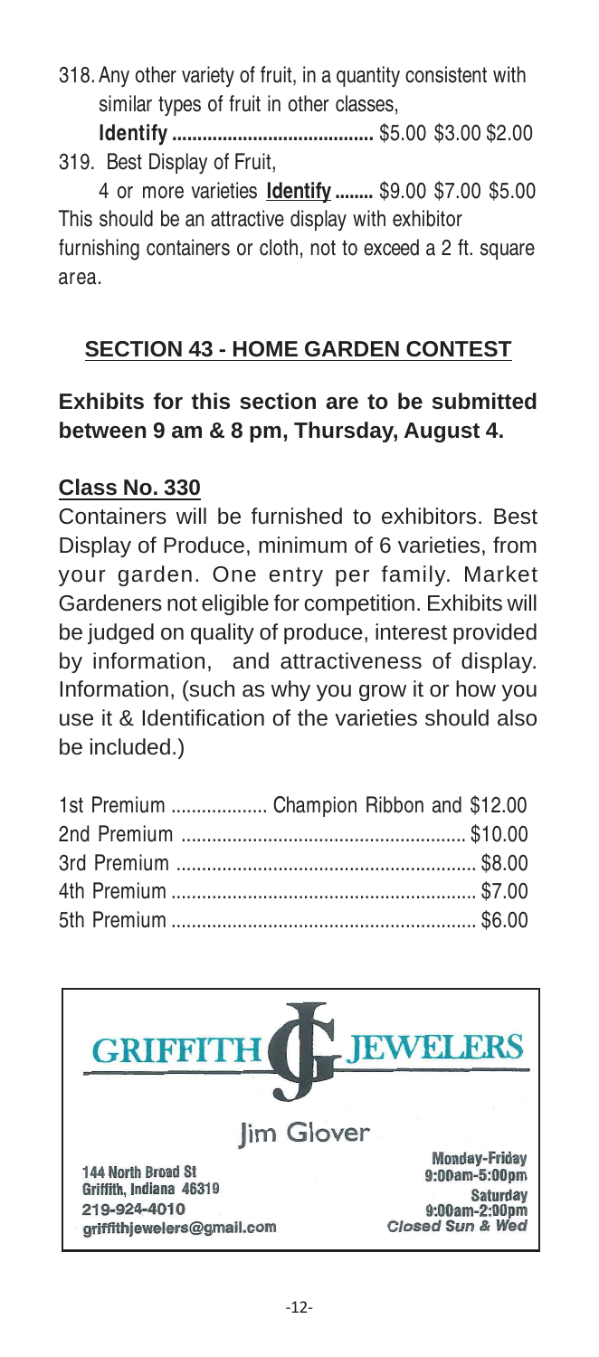318. Any other variety of fruit, in a quantity consistent with similar types of fruit in other classes,
**Identify** ........................................ $5.00 $3.00 $2.00

319. Best Display of Fruit,
4 or more varieties **Identify** ........ $9.00 $7.00 $5.00

This should be an attractive display with exhibitor furnishing containers or cloth, not to exceed a 2 ft. square area.

## SECTION 43 - HOME GARDEN CONTEST

**Exhibits for this section are to be submitted between 9 am & 8 pm, Thursday, August 4.**

**Class No. 330**

Containers will be furnished to exhibitors. Best Display of Produce, minimum of 6 varieties, from your garden. One entry per family. Market Gardeners not eligible for competition. Exhibits will be judged on quality of produce, interest provided by information, and attractiveness of display. Information, (such as why you grow it or how you use it & Identification of the varieties should also be included.)

1st Premium .................. Champion Ribbon and $12.00
2nd Premium ...................................................... $10.00
3rd Premium .......................................................... $8.00
4th Premium ........................................................... $7.00
5th Premium ........................................................... $6.00

GRIFFITH JEWELERS

Jim Glover

144 North Broad St
Griffith, Indiana 46319
219-924-4010
griffithjewelers@gmail.com

Monday-Friday
9:00am-5:00pm
Saturday
9:00am-2:00pm
Closed Sun & Wed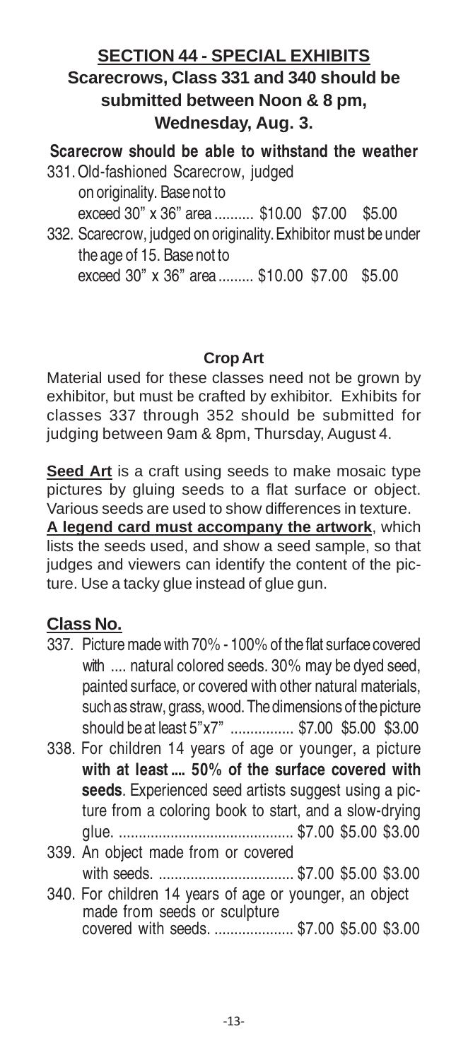## SECTION 44 - SPECIAL EXHIBITS

### Scarecrows, Class 331 and 340 should be submitted between Noon & 8 pm, Wednesday, Aug. 3.

**Scarecrow should be able to withstand the weather**

331. Old-fashioned Scarecrow, judged on originality. Base not to exceed 30" x 36" area .......... $10.00 $7.00 $5.00
332. Scarecrow, judged on originality. Exhibitor must be under the age of 15. Base not to exceed 30" x 36" area ......... $10.00 $7.00 $5.00

### Crop Art

Material used for these classes need not be grown by exhibitor, but must be crafted by exhibitor. Exhibits for classes 337 through 352 should be submitted for judging between 9am & 8pm, Thursday, August 4.

**Seed Art** is a craft using seeds to make mosaic type pictures by gluing seeds to a flat surface or object. Various seeds are used to show differences in texture. **A legend card must accompany the artwork**, which lists the seeds used, and show a seed sample, so that judges and viewers can identify the content of the picture. Use a tacky glue instead of glue gun.

**Class No.**

337. Picture made with 70% - 100% of the flat surface covered with .... natural colored seeds. 30% may be dyed seed, painted surface, or covered with other natural materials, such as straw, grass, wood. The dimensions of the picture should be at least 5"x7" ................ $7.00 $5.00 $3.00
338. For children 14 years of age or younger, a picture **with at least .... 50% of the surface covered with seeds**. Experienced seed artists suggest using a picture from a coloring book to start, and a slow-drying glue. ............................................ $7.00 $5.00 $3.00
339. An object made from or covered with seeds. .................................. $7.00 $5.00 $3.00
340. For children 14 years of age or younger, an object made from seeds or sculpture covered with seeds. .................... $7.00 $5.00 $3.00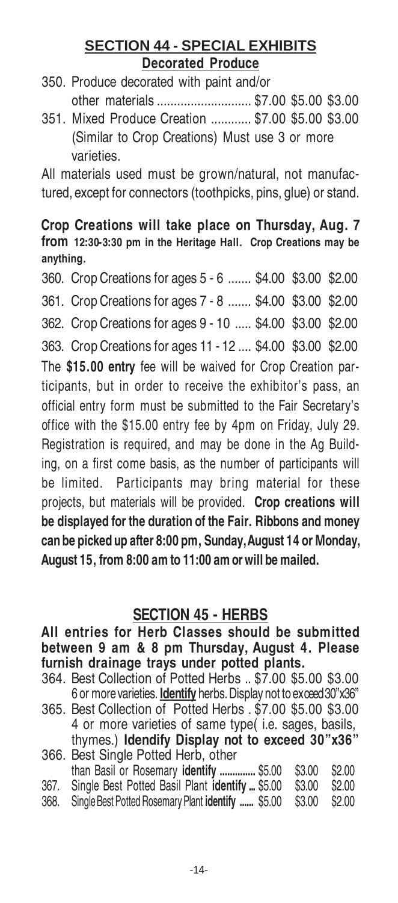## SECTION 44 - SPECIAL EXHIBITS

### Decorated Produce

350. Produce decorated with paint and/or other materials ............................ $7.00 $5.00 $3.00
351. Mixed Produce Creation ............ $7.00 $5.00 $3.00 (Similar to Crop Creations) Must use 3 or more varieties.

All materials used must be grown/natural, not manufactured, except for connectors (toothpicks, pins, glue) or stand.

**Crop Creations will take place on Thursday, Aug. 7 from 12:30-3:30 pm in the Heritage Hall. Crop Creations may be anything.**

360. Crop Creations for ages 5 - 6 ....... $4.00 $3.00 $2.00
361. Crop Creations for ages 7 - 8 ....... $4.00 $3.00 $2.00
362. Crop Creations for ages 9 - 10 ..... $4.00 $3.00 $2.00
363. Crop Creations for ages 11 - 12 .... $4.00 $3.00 $2.00

The **$15.00 entry** fee will be waived for Crop Creation participants, but in order to receive the exhibitor's pass, an official entry form must be submitted to the Fair Secretary's office with the $15.00 entry fee by 4pm on Friday, July 29. Registration is required, and may be done in the Ag Building, on a first come basis, as the number of participants will be limited. Participants may bring material for these projects, but materials will be provided. **Crop creations will be displayed for the duration of the Fair. Ribbons and money can be picked up after 8:00 pm, Sunday, August 14 or Monday, August 15, from 8:00 am to 11:00 am or will be mailed.**

## SECTION 45 - HERBS

**All entries for Herb Classes should be submitted between 9 am & 8 pm Thursday, August 4. Please furnish drainage trays under potted plants.**

364. Best Collection of Potted Herbs .. $7.00 $5.00 $3.00 6 or more varieties. **Identify** herbs. Display not to exceed 30"x36"
365. Best Collection of Potted Herbs . $7.00 $5.00 $3.00 4 or more varieties of same type( i.e. sages, basils, thymes.) **Idendify Display not to exceed 30"x36"**
366. Best Single Potted Herb, other than Basil or Rosemary **identify ..............** $5.00 $3.00 $2.00
367. Single Best Potted Basil Plant **identify ...** $5.00 $3.00 $2.00
368. Single Best Potted Rosemary Plant **identify ......** $5.00 $3.00 $2.00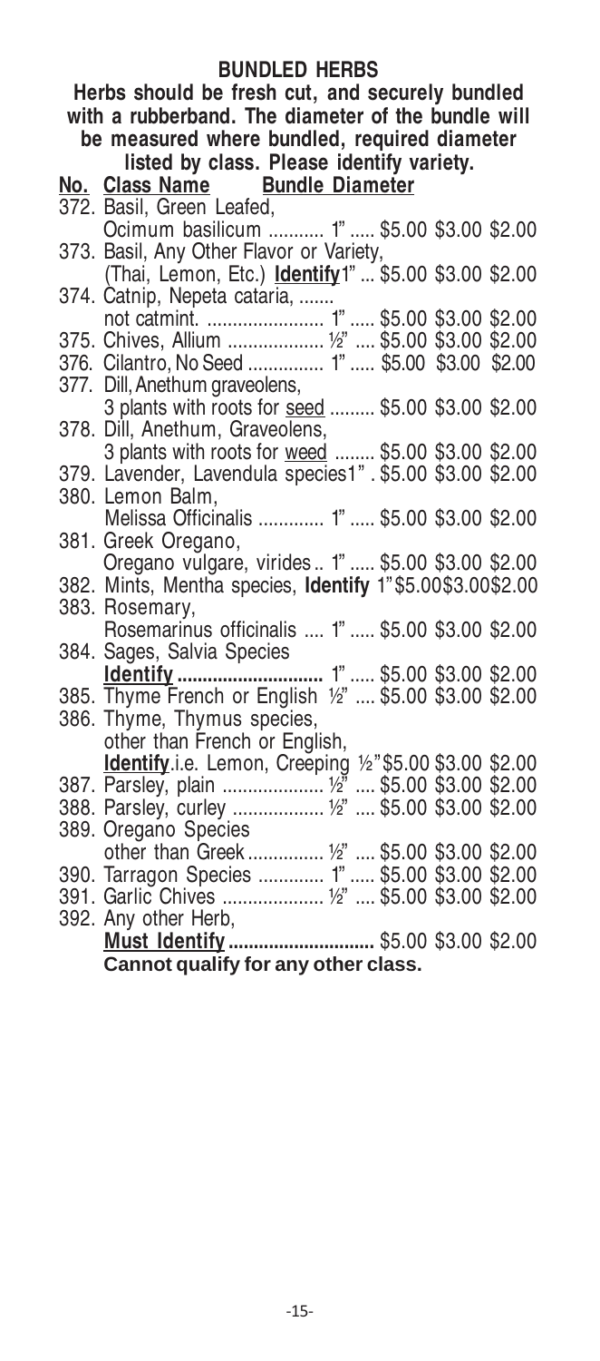## BUNDLED HERBS

**Herbs should be fresh cut, and securely bundled with a rubberband. The diameter of the bundle will be measured where bundled, required diameter listed by class. Please identify variety.**

**No.** **Class Name** **Bundle Diameter**

372. Basil, Green Leafed, Ocimum basilicum ........... 1" ..... $5.00 $3.00 $2.00
373. Basil, Any Other Flavor or Variety, (Thai, Lemon, Etc.) **Identify** 1" ... $5.00 $3.00 $2.00
374. Catnip, Nepeta cataria, ....... not catmint. ....................... 1" ..... $5.00 $3.00 $2.00
375. Chives, Allium ................... ½" .... $5.00 $3.00 $2.00
376. Cilantro, No Seed ............... 1" ..... $5.00 $3.00 $2.00
377. Dill, Anethum graveolens, 3 plants with roots for seed ......... $5.00 $3.00 $2.00
378. Dill, Anethum, Graveolens, 3 plants with roots for weed ........ $5.00 $3.00 $2.00
379. Lavender, Lavendula species1" . $5.00 $3.00 $2.00
380. Lemon Balm, Melissa Officinalis ............. 1" ..... $5.00 $3.00 $2.00
381. Greek Oregano, Oregano vulgare, virides .. 1" ..... $5.00 $3.00 $2.00
382. Mints, Mentha species, **Identify** 1"$5.00$3.00$2.00
383. Rosemary, Rosemarinus officinalis .... 1" ..... $5.00 $3.00 $2.00
384. Sages, Salvia Species **Identify ............................** 1" ..... $5.00 $3.00 $2.00
385. Thyme French or English ½" .... $5.00 $3.00 $2.00
386. Thyme, Thymus species, other than French or English, **Identify**.i.e. Lemon, Creeping ½"$5.00 $3.00 $2.00
387. Parsley, plain .................... ½" .... $5.00 $3.00 $2.00
388. Parsley, curley .................. ½" .... $5.00 $3.00 $2.00
389. Oregano Species other than Greek ............... ½" .... $5.00 $3.00 $2.00
390. Tarragon Species ............. 1" ..... $5.00 $3.00 $2.00
391. Garlic Chives .................... ½" .... $5.00 $3.00 $2.00
392. Any other Herb, **Must Identify ............................** $5.00 $3.00 $2.00
**Cannot qualify for any other class.**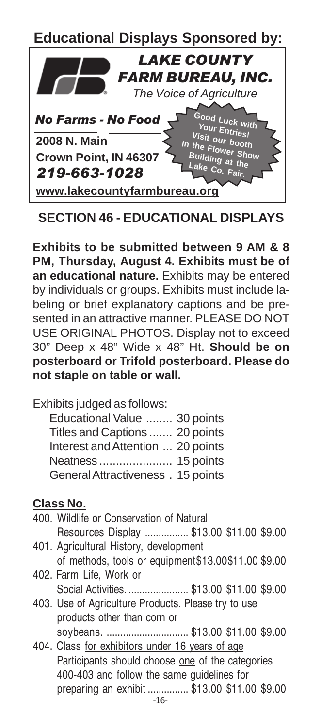## Educational Displays Sponsored by:

***LAKE COUNTY FARM BUREAU, INC.***

*The Voice of Agriculture*

***No Farms - No Food***

**2008 N. Main**
**Crown Point, IN 46307**
***219-663-1028***

Good Luck with Your Entries! Visit our booth in the Flower Show Building at the Lake Co. Fair.

**www.lakecountyfarmbureau.org**

## SECTION 46 - EDUCATIONAL DISPLAYS

**Exhibits to be submitted between 9 AM & 8 PM, Thursday, August 4. Exhibits must be of an educational nature.** Exhibits may be entered by individuals or groups. Exhibits must include labeling or brief explanatory captions and be presented in an attractive manner. PLEASE DO NOT USE ORIGINAL PHOTOS. Display not to exceed 30" Deep x 48" Wide x 48" Ht. **Should be on posterboard or Trifold posterboard. Please do not staple on table or wall.**

Exhibits judged as follows:

Educational Value ........ 30 points
Titles and Captions ....... 20 points
Interest and Attention ... 20 points
Neatness ...................... 15 points
General Attractiveness . 15 points

**Class No.**

400. Wildlife or Conservation of Natural Resources Display ................ $13.00 $11.00 $9.00
401. Agricultural History, development of methods, tools or equipment$13.00$11.00 $9.00
402. Farm Life, Work or Social Activities. ...................... $13.00 $11.00 $9.00
403. Use of Agriculture Products. Please try to use products other than corn or soybeans. .............................. $13.00 $11.00 $9.00
404. Class for exhibitors under 16 years of age Participants should choose one of the categories 400-403 and follow the same guidelines for preparing an exhibit ............... $13.00 $11.00 $9.00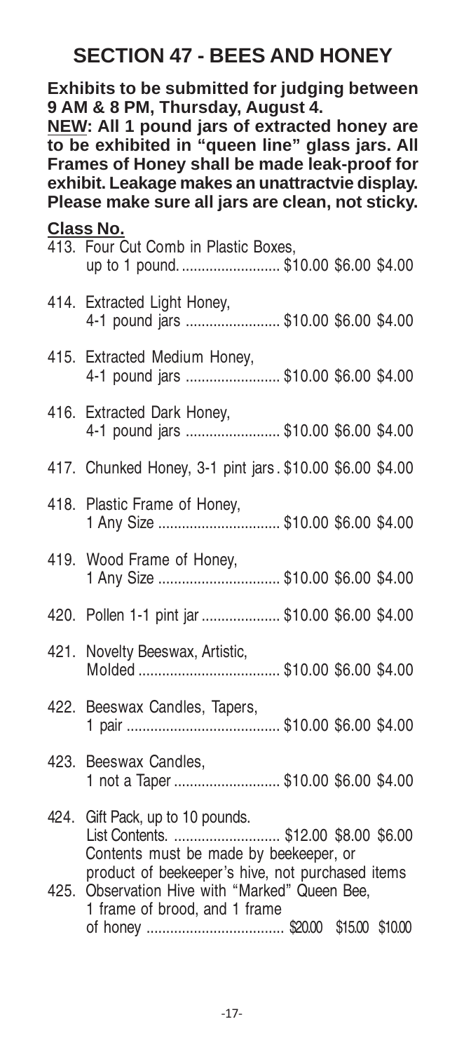# SECTION 47 - BEES AND HONEY

**Exhibits to be submitted for judging between 9 AM & 8 PM, Thursday, August 4.**
**NEW: All 1 pound jars of extracted honey are to be exhibited in "queen line" glass jars. All Frames of Honey shall be made leak-proof for exhibit. Leakage makes an unattractvie display. Please make sure all jars are clean, not sticky.**

**Class No.**

413. Four Cut Comb in Plastic Boxes, up to 1 pound. .......................... $10.00 $6.00 $4.00

414. Extracted Light Honey, 4-1 pound jars ........................ $10.00 $6.00 $4.00

415. Extracted Medium Honey, 4-1 pound jars ........................ $10.00 $6.00 $4.00

416. Extracted Dark Honey, 4-1 pound jars ........................ $10.00 $6.00 $4.00

417. Chunked Honey, 3-1 pint jars . $10.00 $6.00 $4.00

418. Plastic Frame of Honey, 1 Any Size ............................... $10.00 $6.00 $4.00

419. Wood Frame of Honey, 1 Any Size ............................... $10.00 $6.00 $4.00

420. Pollen 1-1 pint jar .................... $10.00 $6.00 $4.00

421. Novelty Beeswax, Artistic, Molded .................................... $10.00 $6.00 $4.00

422. Beeswax Candles, Tapers, 1 pair ....................................... $10.00 $6.00 $4.00

423. Beeswax Candles, 1 not a Taper ........................... $10.00 $6.00 $4.00

424. Gift Pack, up to 10 pounds. List Contents. ........................... $12.00 $8.00 $6.00
Contents must be made by beekeeper, or product of beekeeper's hive, not purchased items

425. Observation Hive with "Marked" Queen Bee, 1 frame of brood, and 1 frame of honey ................................... $20.00 $15.00 $10.00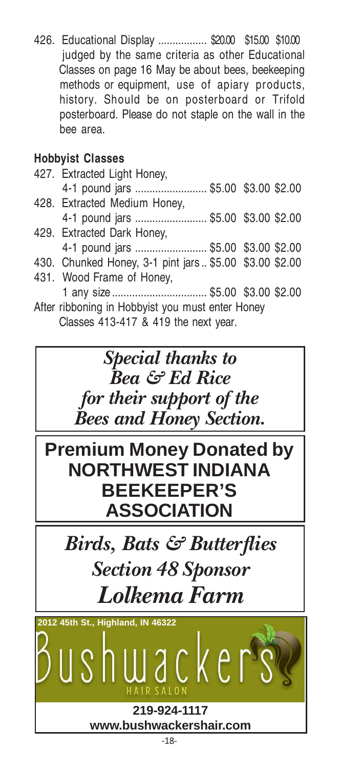426. Educational Display ................. $20.00 $15.00 $10.00
judged by the same criteria as other Educational Classes on page 16 May be about bees, beekeeping methods or equipment, use of apiary products, history. Should be on posterboard or Trifold posterboard. Please do not staple on the wall in the bee area.

**Hobbyist Classes**

427. Extracted Light Honey,
4-1 pound jars ......................... $5.00 $3.00 $2.00
428. Extracted Medium Honey,
4-1 pound jars ......................... $5.00 $3.00 $2.00
429. Extracted Dark Honey,
4-1 pound jars ......................... $5.00 $3.00 $2.00
430. Chunked Honey, 3-1 pint jars .. $5.00 $3.00 $2.00
431. Wood Frame of Honey,
1 any size ................................. $5.00 $3.00 $2.00

After ribboning in Hobbyist you must enter Honey Classes 413-417 & 419 the next year.

*Special thanks to Bea & Ed Rice for their support of the Bees and Honey Section.*

**Premium Money Donated by NORTHWEST INDIANA BEEKEEPER'S ASSOCIATION**

*Birds, Bats & Butterflies Section 48 Sponsor Lolkema Farm*

2012 45th St., Highland, IN 46322

Bushwackers HAIR SALON

**219-924-1117**
**www.bushwackershair.com**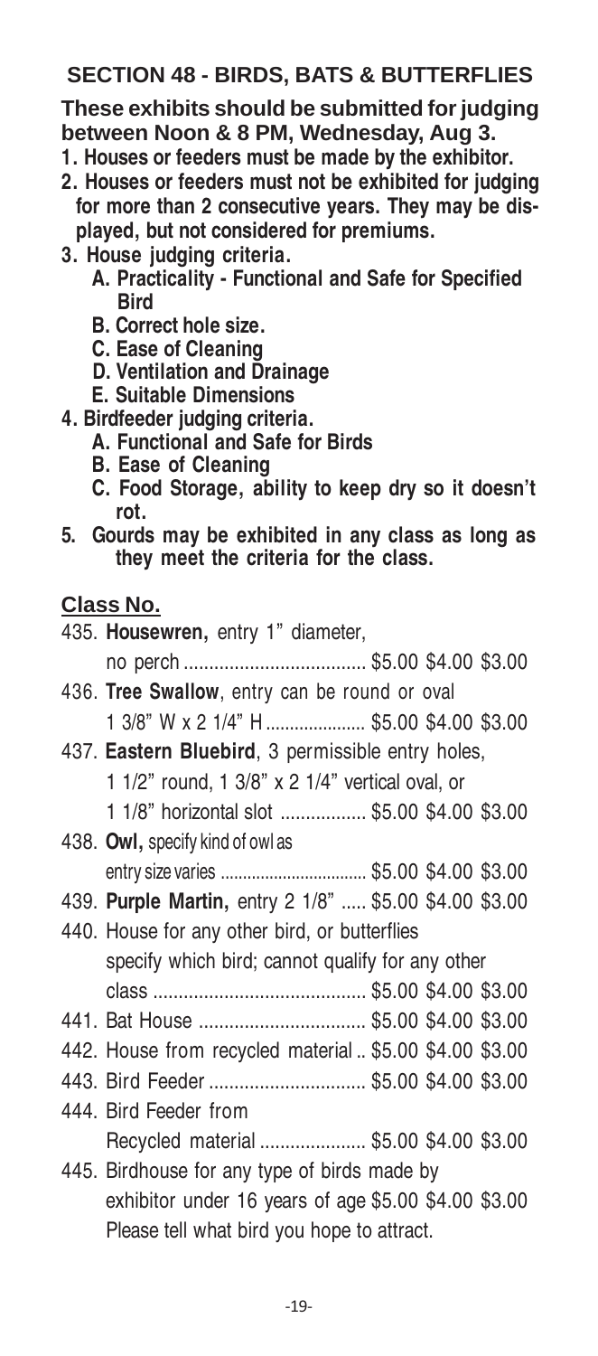## SECTION 48 - BIRDS, BATS & BUTTERFLIES

**These exhibits should be submitted for judging between Noon & 8 PM, Wednesday, Aug 3.**

1. **Houses or feeders must be made by the exhibitor.**
2. **Houses or feeders must not be exhibited for judging for more than 2 consecutive years. They may be displayed, but not considered for premiums.**
3. **House judging criteria.**
   - A. **Practicality - Functional and Safe for Specified Bird**
   - B. **Correct hole size.**
   - C. **Ease of Cleaning**
   - D. **Ventilation and Drainage**
   - E. **Suitable Dimensions**
4. **Birdfeeder judging criteria.**
   - A. **Functional and Safe for Birds**
   - B. **Ease of Cleaning**
   - C. **Food Storage, ability to keep dry so it doesn't rot.**
5. **Gourds may be exhibited in any class as long as they meet the criteria for the class.**

**Class No.**

435. **Housewren,** entry 1" diameter, no perch .................................... $5.00 $4.00 $3.00
436. **Tree Swallow**, entry can be round or oval 1 3/8" W x 2 1/4" H ..................... $5.00 $4.00 $3.00
437. **Eastern Bluebird**, 3 permissible entry holes, 1 1/2" round, 1 3/8" x 2 1/4" vertical oval, or 1 1/8" horizontal slot ................. $5.00 $4.00 $3.00
438. **Owl,** specify kind of owl as entry size varies ................................ $5.00 $4.00 $3.00
439. **Purple Martin,** entry 2 1/8" ..... $5.00 $4.00 $3.00
440. House for any other bird, or butterflies specify which bird; cannot qualify for any other class .......................................... $5.00 $4.00 $3.00
441. Bat House ................................ $5.00 $4.00 $3.00
442. House from recycled material .. $5.00 $4.00 $3.00
443. Bird Feeder .............................. $5.00 $4.00 $3.00
444. Bird Feeder from Recycled material ..................... $5.00 $4.00 $3.00
445. Birdhouse for any type of birds made by exhibitor under 16 years of age $5.00 $4.00 $3.00 Please tell what bird you hope to attract.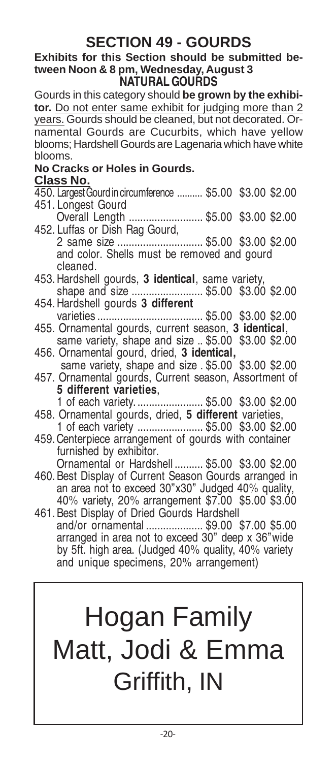# SECTION 49 - GOURDS

**Exhibits for this Section should be submitted between Noon & 8 pm, Wednesday, August 3**

## NATURAL GOURDS

Gourds in this category should **be grown by the exhibitor.** Do not enter same exhibit for judging more than 2 years. Gourds should be cleaned, but not decorated. Ornamental Gourds are Cucurbits, which have yellow blooms; Hardshell Gourds are Lagenaria which have white blooms.

**No Cracks or Holes in Gourds.**

**Class No.**

450. Largest Gourd in circumference .......... $5.00 $3.00 $2.00
451. Longest Gourd Overall Length .......................... $5.00 $3.00 $2.00
452. Luffas or Dish Rag Gourd, 2 same size .............................. $5.00 $3.00 $2.00 and color. Shells must be removed and gourd cleaned.
453. Hardshell gourds, **3 identical**, same variety, shape and size ......................... $5.00 $3.00 $2.00
454. Hardshell gourds **3 different** varieties ..................................... $5.00 $3.00 $2.00
455. Ornamental gourds, current season, **3 identical**, same variety, shape and size .. $5.00 $3.00 $2.00
456. Ornamental gourd, dried, **3 identical,** same variety, shape and size . $5.00 $3.00 $2.00
457. Ornamental gourds, Current season, Assortment of **5 different varieties**, 1 of each variety. ....................... $5.00 $3.00 $2.00
458. Ornamental gourds, dried, **5 different** varieties, 1 of each variety ....................... $5.00 $3.00 $2.00
459. Centerpiece arrangement of gourds with container furnished by exhibitor. Ornamental or Hardshell .......... $5.00 $3.00 $2.00
460. Best Display of Current Season Gourds arranged in an area not to exceed 30"x30" Judged 40% quality, 40% variety, 20% arrangement $7.00 $5.00 $3.00
461. Best Display of Dried Gourds Hardshell and/or ornamental .................... $9.00 $7.00 $5.00 arranged in area not to exceed 30" deep x 36"wide by 5ft. high area. (Judged 40% quality, 40% variety and unique specimens, 20% arrangement)

Hogan Family
Matt, Jodi & Emma
Griffith, IN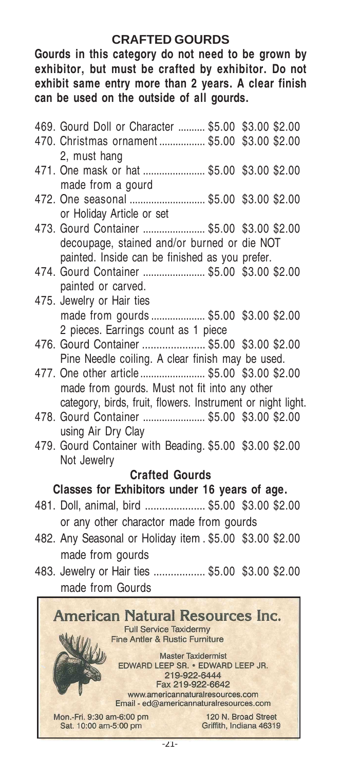## CRAFTED GOURDS

**Gourds in this category do not need to be grown by exhibitor, but must be crafted by exhibitor. Do not exhibit same entry more than 2 years. A clear finish can be used on the outside of all gourds.**

469. Gourd Doll or Character .......... $5.00 $3.00 $2.00
470. Christmas ornament ................. $5.00 $3.00 $2.00
 2, must hang
471. One mask or hat ....................... $5.00 $3.00 $2.00
 made from a gourd
472. One seasonal ............................ $5.00 $3.00 $2.00
 or Holiday Article or set
473. Gourd Container ....................... $5.00 $3.00 $2.00
 decoupage, stained and/or burned or die NOT painted. Inside can be finished as you prefer.
474. Gourd Container ....................... $5.00 $3.00 $2.00
 painted or carved.
475. Jewelry or Hair ties
 made from gourds .................... $5.00 $3.00 $2.00
 2 pieces. Earrings count as 1 piece
476. Gourd Container ...................... $5.00 $3.00 $2.00
 Pine Needle coiling. A clear finish may be used.
477. One other article ........................ $5.00 $3.00 $2.00
 made from gourds. Must not fit into any other category, birds, fruit, flowers. Instrument or night light.
478. Gourd Container ....................... $5.00 $3.00 $2.00
 using Air Dry Clay
479. Gourd Container with Beading. $5.00 $3.00 $2.00
 Not Jewelry

### Crafted Gourds

### Classes for Exhibitors under 16 years of age.

481. Doll, animal, bird ..................... $5.00 $3.00 $2.00
 or any other charactor made from gourds
482. Any Seasonal or Holiday item . $5.00 $3.00 $2.00
 made from gourds
483. Jewelry or Hair ties .................. $5.00 $3.00 $2.00
 made from Gourds

**American Natural Resources Inc.**
Full Service Taxidermy
Fine Antler & Rustic Furniture

Master Taxidermist
EDWARD LEEP SR. • EDWARD LEEP JR.
219-922-6444
Fax 219-922-6642
www.americannaturalresources.com
Email - ed@americannaturalresources.com

Mon.-Fri. 9:30 am-6:00 pm
Sat. 10:00 am-5:00 pm

120 N. Broad Street
Griffith, Indiana 46319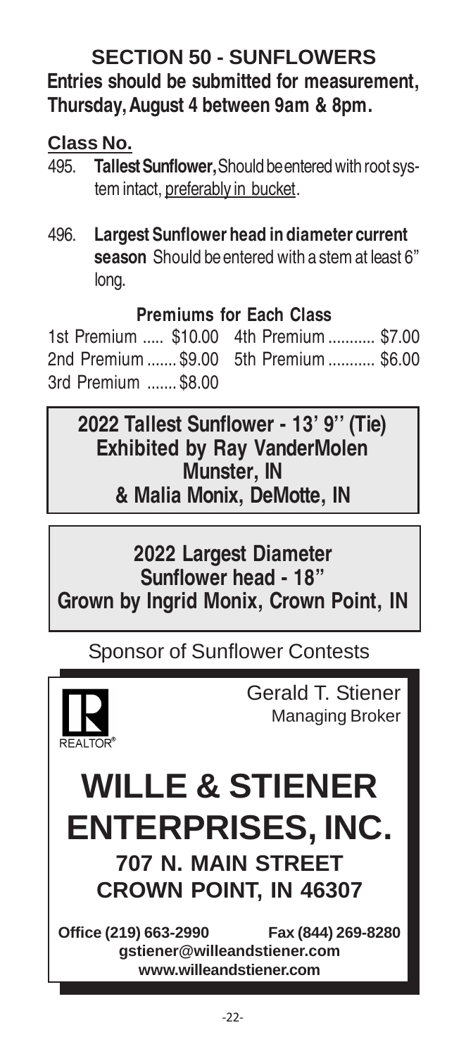## SECTION 50 - SUNFLOWERS

**Entries should be submitted for measurement, Thursday, August 4 between 9am & 8pm.**

**Class No.**

495. **Tallest Sunflower,** Should be entered with root system intact, preferably in bucket.

496. **Largest Sunflower head in diameter current season** Should be entered with a stem at least 6" long.

**Premiums for Each Class**

| | |
|---|---|
| 1st Premium ..... $10.00 | 4th Premium ........... $7.00 |
| 2nd Premium ....... $9.00 | 5th Premium ........... $6.00 |
| 3rd Premium ....... $8.00 | |

**2022 Tallest Sunflower - 13' 9'' (Tie)**
**Exhibited by Ray VanderMolen**
**Munster, IN**
**& Malia Monix, DeMotte, IN**

**2022 Largest Diameter**
**Sunflower head - 18"**
**Grown by Ingrid Monix, Crown Point, IN**

Sponsor of Sunflower Contests

REALTOR®

Gerald T. Stiener
Managing Broker

# WILLE & STIENER ENTERPRISES, INC.

**707 N. MAIN STREET**
**CROWN POINT, IN 46307**

**Office (219) 663-2990** **Fax (844) 269-8280**
**gstiener@willeandstiener.com**
**www.willeandstiener.com**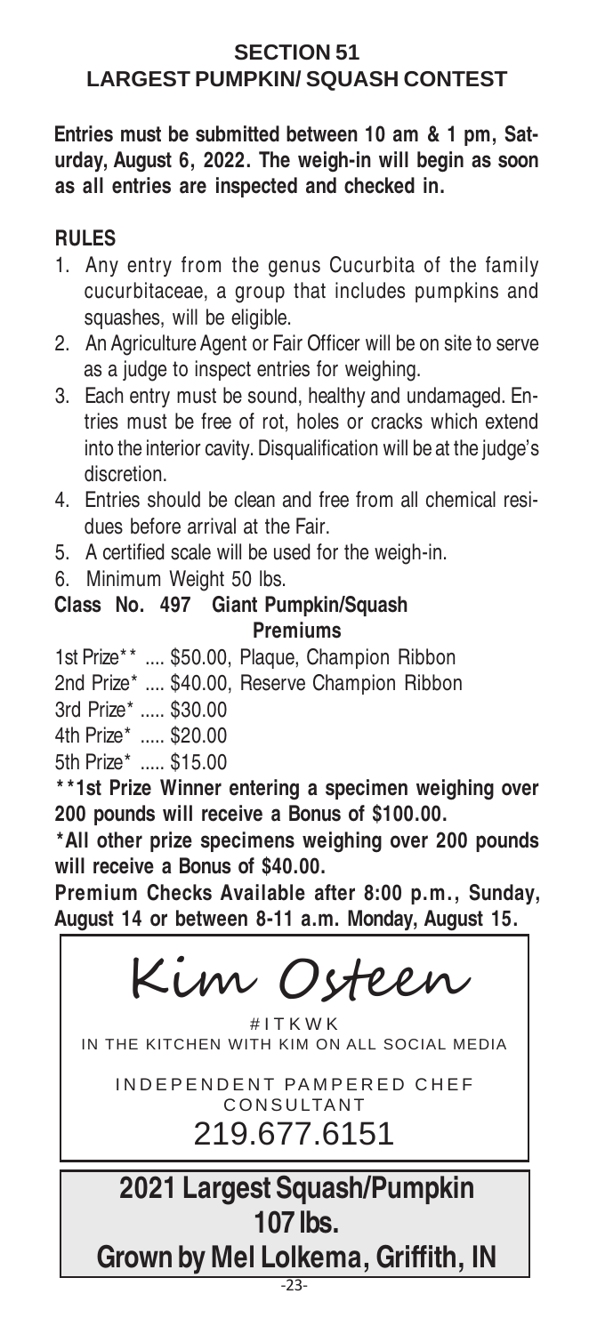## SECTION 51
## LARGEST PUMPKIN/ SQUASH CONTEST

**Entries must be submitted between 10 am & 1 pm, Saturday, August 6, 2022. The weigh-in will begin as soon as all entries are inspected and checked in.**

### RULES

1. Any entry from the genus Cucurbita of the family cucurbitaceae, a group that includes pumpkins and squashes, will be eligible.
2. An Agriculture Agent or Fair Officer will be on site to serve as a judge to inspect entries for weighing.
3. Each entry must be sound, healthy and undamaged. Entries must be free of rot, holes or cracks which extend into the interior cavity. Disqualification will be at the judge's discretion.
4. Entries should be clean and free from all chemical residues before arrival at the Fair.
5. A certified scale will be used for the weigh-in.
6. Minimum Weight 50 lbs.

**Class No. 497 Giant Pumpkin/Squash**

**Premiums**

1st Prize** .... $50.00, Plaque, Champion Ribbon
2nd Prize* .... $40.00, Reserve Champion Ribbon
3rd Prize* ..... $30.00
4th Prize* ..... $20.00
5th Prize* ..... $15.00

****1st Prize Winner entering a specimen weighing over 200 pounds will receive a Bonus of $100.00.**

***All other prize specimens weighing over 200 pounds will receive a Bonus of $40.00.**

**Premium Checks Available after 8:00 p.m., Sunday, August 14 or between 8-11 a.m. Monday, August 15.**

Kim Osteen

#ITKWK
IN THE KITCHEN WITH KIM ON ALL SOCIAL MEDIA

INDEPENDENT PAMPERED CHEF CONSULTANT
219.677.6151

**2021 Largest Squash/Pumpkin**
**107 lbs.**
**Grown by Mel Lolkema, Griffith, IN**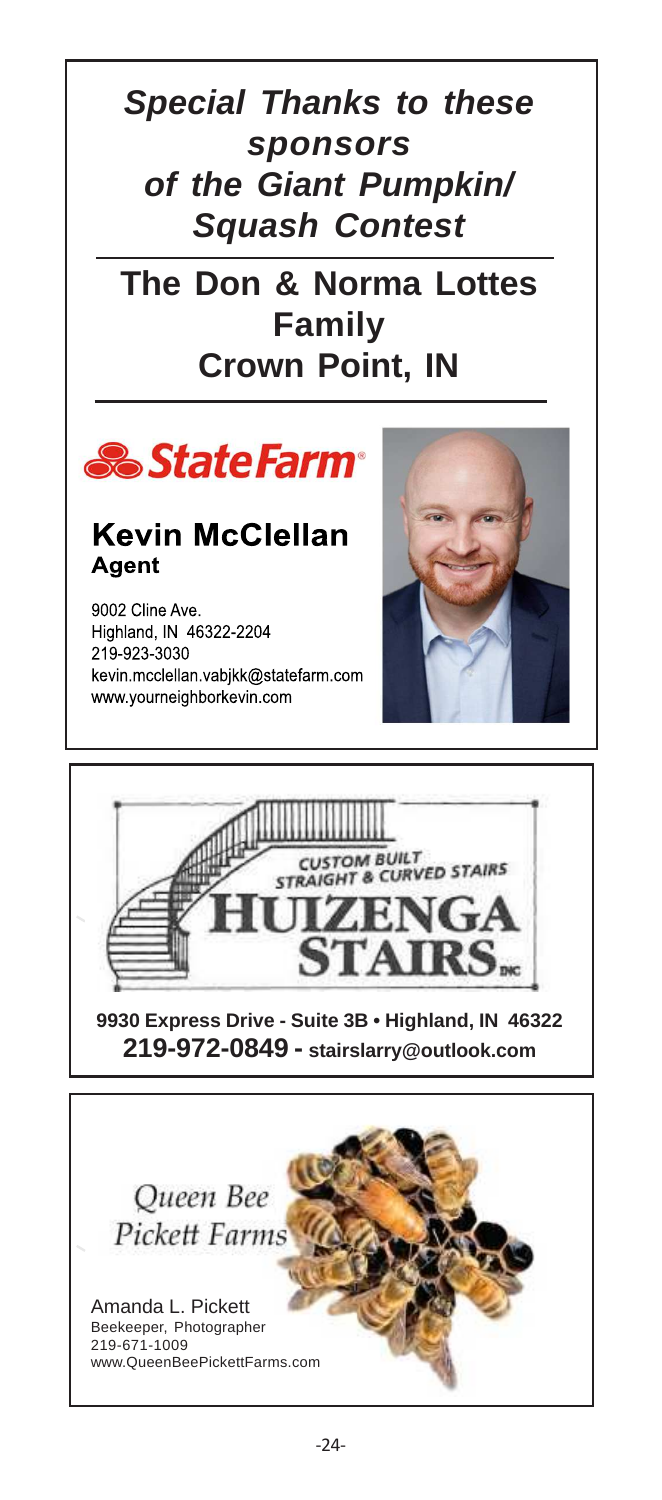***Special Thanks to these sponsors of the Giant Pumpkin/ Squash Contest***

---

## The Don & Norma Lottes Family
## Crown Point, IN

---

StateFarm

**Kevin McClellan**
**Agent**

9002 Cline Ave.
Highland, IN 46322-2204
219-923-3030
kevin.mcclellan.vabjkk@statefarm.com
www.yourneighborkevin.com

---

CUSTOM BUILT STRAIGHT & CURVED STAIRS

HUIZENGA STAIRS INC

**9930 Express Drive - Suite 3B • Highland, IN 46322**
**219-972-0849 - stairslarry@outlook.com**

---

*Queen Bee Pickett Farms*

Amanda L. Pickett
Beekeeper, Photographer
219-671-1009
www.QueenBeePickettFarms.com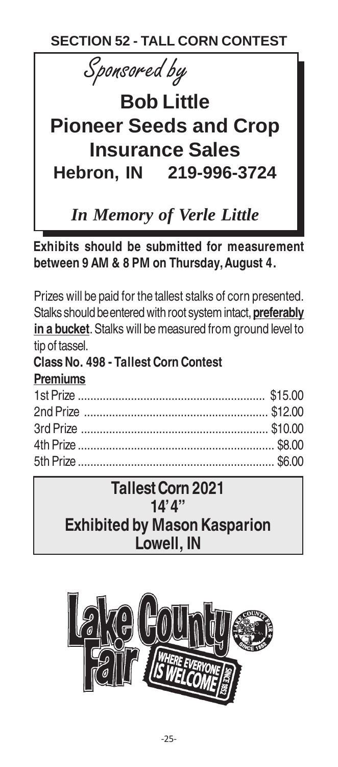## SECTION 52 - TALL CORN CONTEST

*Sponsored by*

**Bob Little**
**Pioneer Seeds and Crop Insurance Sales**
**Hebron, IN 219-996-3724**

*In Memory of Verle Little*

**Exhibits should be submitted for measurement between 9 AM & 8 PM on Thursday, August 4.**

Prizes will be paid for the tallest stalks of corn presented. Stalks should be entered with root system intact, **preferably in a bucket**. Stalks will be measured from ground level to tip of tassel.

**Class No. 498 - Tallest Corn Contest**

**Premiums**

| | |
|---|---|
| 1st Prize | $15.00 |
| 2nd Prize | $12.00 |
| 3rd Prize | $10.00 |
| 4th Prize | $8.00 |
| 5th Prize | $6.00 |

**Tallest Corn 2021**
**14' 4"**
**Exhibited by Mason Kasparion**
**Lowell, IN**

Lake County Fair WHERE EVERYONE IS WELCOME SINCE 1852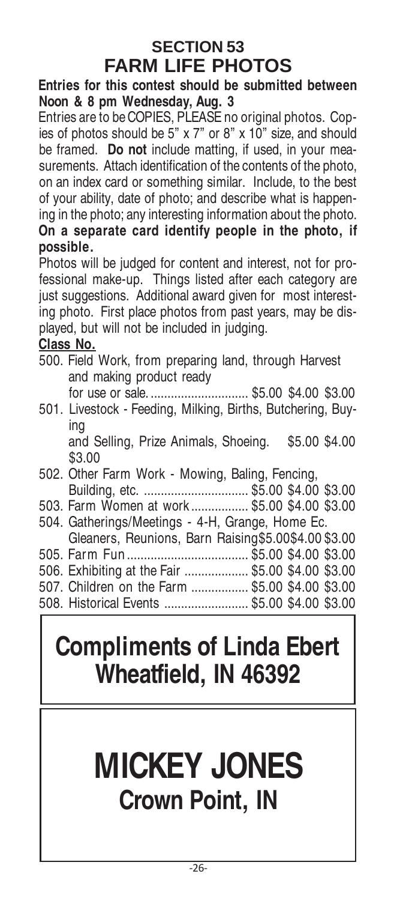## SECTION 53
## FARM LIFE PHOTOS

**Entries for this contest should be submitted between Noon & 8 pm Wednesday, Aug. 3**

Entries are to be COPIES, PLEASE no original photos. Copies of photos should be 5" x 7" or 8" x 10" size, and should be framed. **Do not** include matting, if used, in your measurements. Attach identification of the contents of the photo, on an index card or something similar. Include, to the best of your ability, date of photo; and describe what is happening in the photo; any interesting information about the photo. **On a separate card identify people in the photo, if possible.**

Photos will be judged for content and interest, not for professional make-up. Things listed after each category are just suggestions. Additional award given for most interesting photo. First place photos from past years, may be displayed, but will not be included in judging.

**Class No.**

500. Field Work, from preparing land, through Harvest and making product ready for use or sale. .............................. $5.00 $4.00 $3.00
501. Livestock - Feeding, Milking, Births, Butchering, Buying and Selling, Prize Animals, Shoeing. $5.00 $4.00 $3.00
502. Other Farm Work - Mowing, Baling, Fencing, Building, etc. ............................... $5.00 $4.00 $3.00
503. Farm Women at work ................. $5.00 $4.00 $3.00
504. Gatherings/Meetings - 4-H, Grange, Home Ec. Gleaners, Reunions, Barn Raising $5.00 $4.00 $3.00
505. Farm Fun .................................... $5.00 $4.00 $3.00
506. Exhibiting at the Fair ................... $5.00 $4.00 $3.00
507. Children on the Farm ................. $5.00 $4.00 $3.00
508. Historical Events ......................... $5.00 $4.00 $3.00

**Compliments of Linda Ebert**
**Wheatfield, IN 46392**

**MICKEY JONES**
**Crown Point, IN**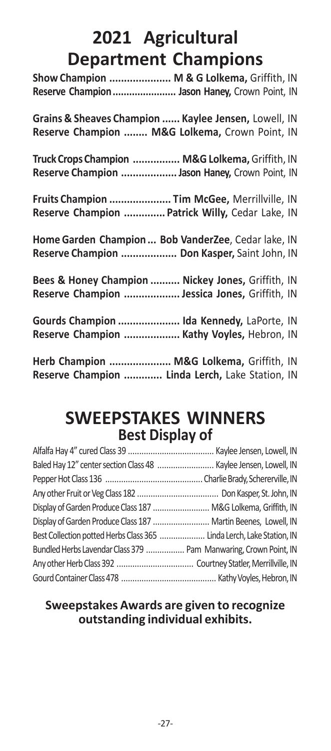# 2021 Agricultural Department Champions

**Show Champion ..................... M & G Lolkema,** Griffith, IN
**Reserve Champion....................... Jason Haney,** Crown Point, IN

**Grains & Sheaves Champion ...... Kaylee Jensen,** Lowell, IN
**Reserve Champion ........ M&G Lolkema,** Crown Point, IN

**Truck Crops Champion ................ M&G Lolkema,** Griffith, IN
**Reserve Champion ................... Jason Haney,** Crown Point, IN

**Fruits Champion ..................... Tim McGee,** Merrillville, IN
**Reserve Champion .............. Patrick Willy,** Cedar Lake, IN

**Home Garden Champion ... Bob VanderZee**, Cedar lake, IN
**Reserve Champion ................... Don Kasper,** Saint John, IN

**Bees & Honey Champion .......... Nickey Jones,** Griffith, IN
**Reserve Champion ................... Jessica Jones,** Griffith, IN

**Gourds Champion ..................... Ida Kennedy,** LaPorte, IN
**Reserve Champion ................... Kathy Voyles,** Hebron, IN

**Herb Champion ..................... M&G Lolkema,** Griffith, IN
**Reserve Champion ............. Linda Lerch,** Lake Station, IN

# SWEEPSTAKES WINNERS
## Best Display of

Alfalfa Hay 4" cured Class 39 ...................................... Kaylee Jensen, Lowell, IN
Baled Hay 12" center section Class 48 ......................... Kaylee Jensen, Lowell, IN
Pepper Hot Class 136 ........................................... Charlie Brady, Schererville, IN
Any other Fruit or Veg Class 182 ..................................... Don Kasper, St. John, IN
Display of Garden Produce Class 187 ......................... M&G Lolkema, Griffith, IN
Display of Garden Produce Class 187 ......................... Martin Beenes, Lowell, IN
Best Collection potted Herbs Class 365 .................... Linda Lerch, Lake Station, IN
Bundled Herbs Lavendar Class 379 ................. Pam Manwaring, Crown Point, IN
Any other Herb Class 392 .................................. Courtney Statler, Merrillville, IN
Gourd Container Class 478 .......................................... Kathy Voyles, Hebron, IN

**Sweepstakes Awards are given to recognize outstanding individual exhibits.**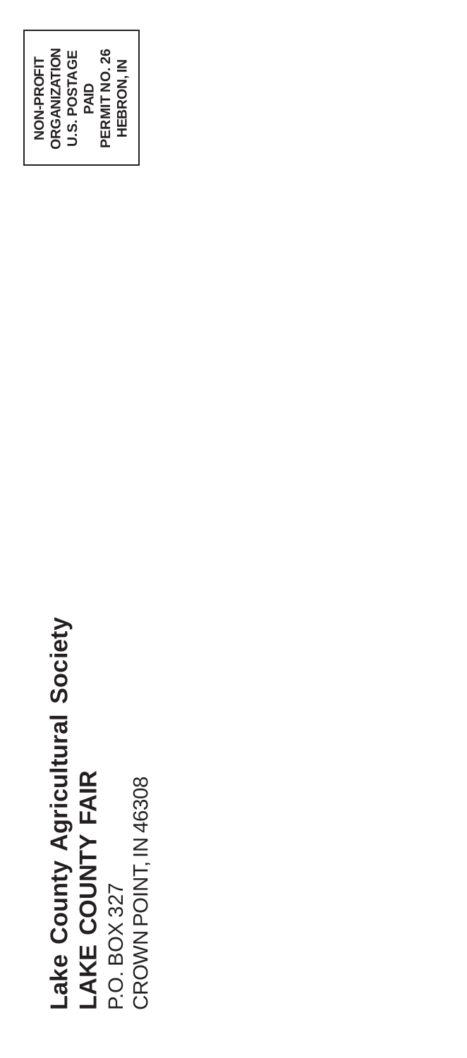**Lake County Agricultural Society**

**LAKE COUNTY FAIR**

P.O. BOX 327

CROWN POINT, IN 46308

**NON-PROFIT ORGANIZATION**
**U.S. POSTAGE**
**PAID**
**PERMIT NO. 26**
**HEBRON, IN**